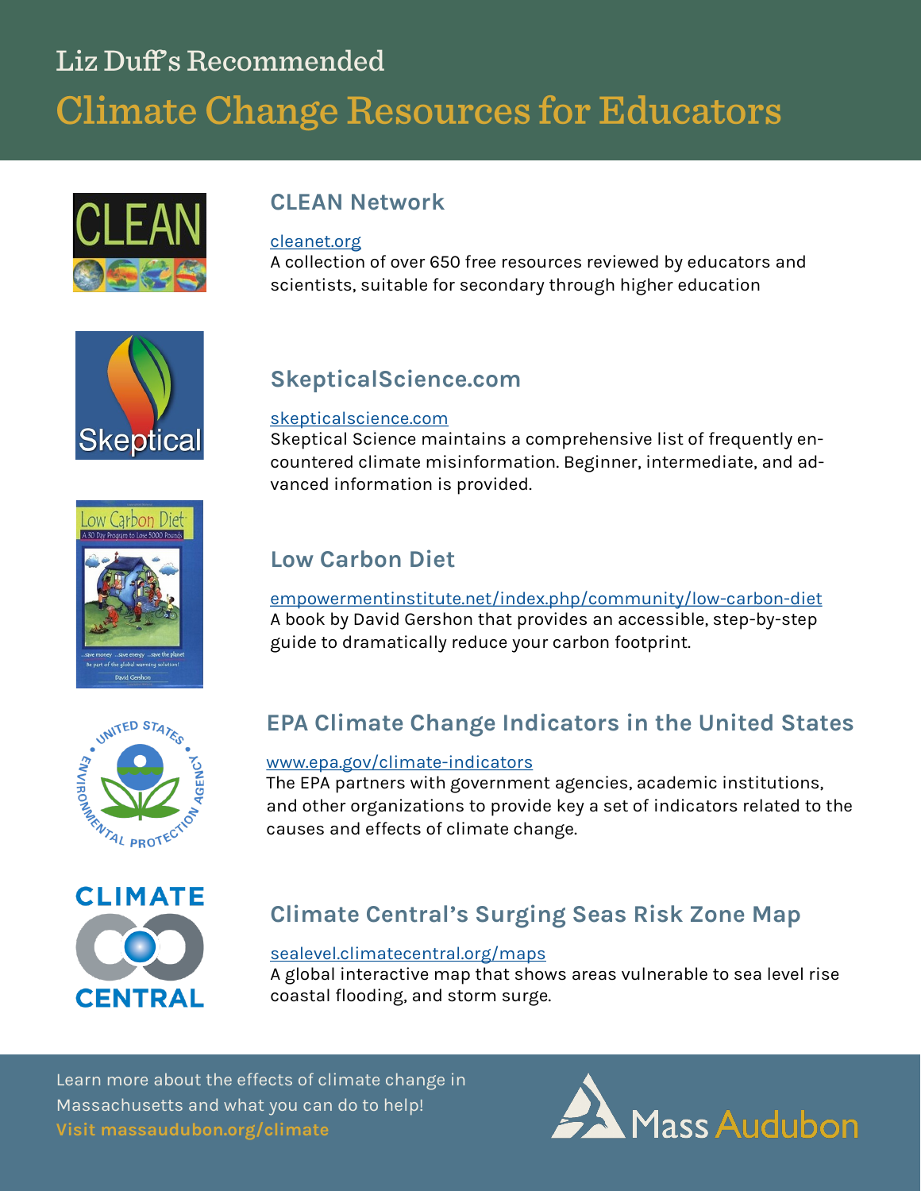Liz Duff's Recommended

# Climate Change Resources for Educators

## CLEAN Network

cleanet.org

A collection of over 650 free resources reviewed by educators and scientists, suitable for secondary through higher education

## SkepticalScience.com

skepticalscience.com

Skeptical Science maintains a comprehensive list of frequently encountered climate misinformation. Beginner, intermediate, and advanced information is provided.

## Low Carbon Diet

empowermentinstitute.net/index.php/community/low-carbon-diet

A book by David Gershon that provides an accessible, step-by-step guide to dramatically reduce your carbon footprint.

## EPA Climate Change Indicators in the United States

www.epa.gov/climate-indicators

The EPA partners with government agencies, academic institutions, and other organizations to provide key a set of indicators related to the causes and effects of climate change.

## Climate Central's Surging Seas Risk Zone Map

sealevel.climatecentral.org/maps

A global interactive map that shows areas vulnerable to sea level rise coastal flooding, and storm surge.

Learn more about the effects of climate change in Massachusetts and what you can do to help!
**Visit massaudubon.org/climate**

Mass Audubon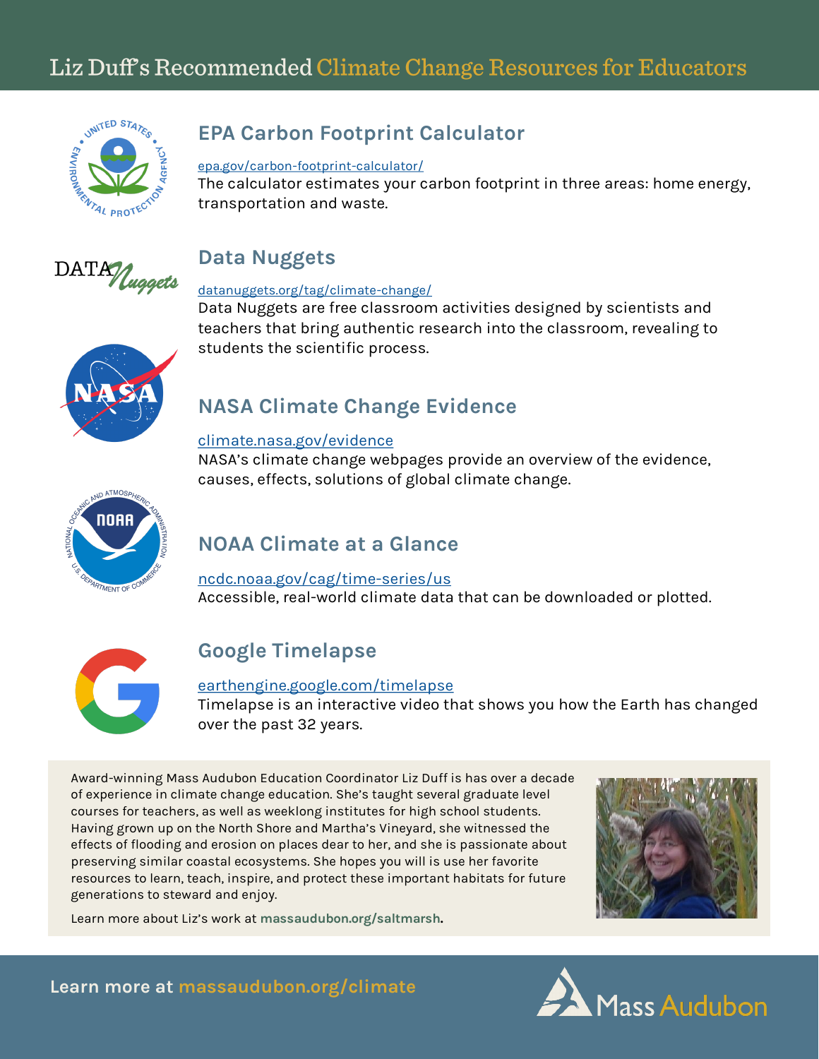# Liz Duff's Recommended Climate Change Resources for Educators

## EPA Carbon Footprint Calculator

epa.gov/carbon-footprint-calculator/

The calculator estimates your carbon footprint in three areas: home energy, transportation and waste.

## Data Nuggets

datanuggets.org/tag/climate-change/

Data Nuggets are free classroom activities designed by scientists and teachers that bring authentic research into the classroom, revealing to students the scientific process.

## NASA Climate Change Evidence

climate.nasa.gov/evidence

NASA's climate change webpages provide an overview of the evidence, causes, effects, solutions of global climate change.

## NOAA Climate at a Glance

ncdc.noaa.gov/cag/time-series/us

Accessible, real-world climate data that can be downloaded or plotted.

## Google Timelapse

earthengine.google.com/timelapse

Timelapse is an interactive video that shows you how the Earth has changed over the past 32 years.

Award-winning Mass Audubon Education Coordinator Liz Duff is has over a decade of experience in climate change education. She's taught several graduate level courses for teachers, as well as weeklong institutes for high school students. Having grown up on the North Shore and Martha's Vineyard, she witnessed the effects of flooding and erosion on places dear to her, and she is passionate about preserving similar coastal ecosystems. She hopes you will is use her favorite resources to learn, teach, inspire, and protect these important habitats for future generations to steward and enjoy.

Learn more about Liz's work at **massaudubon.org/saltmarsh**.

**Learn more at massaudubon.org/climate**

Mass Audubon